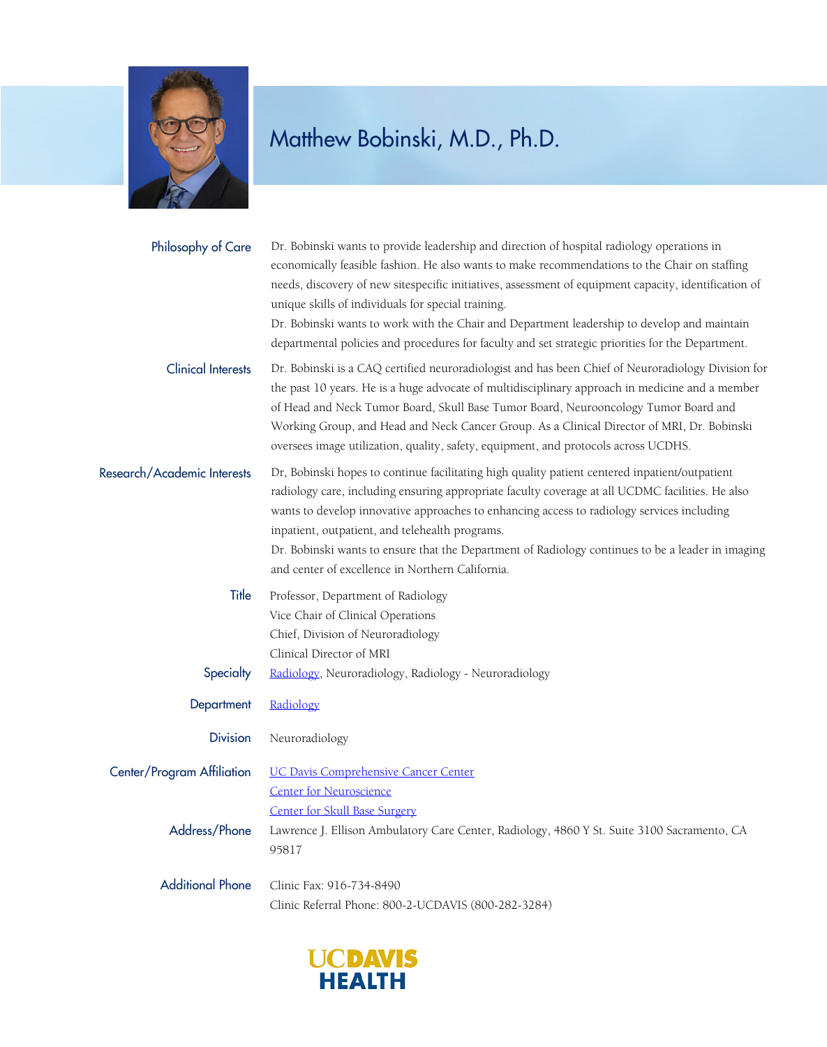# Matthew Bobinski, M.D., Ph.D.

**Philosophy of Care**

Dr. Bobinski wants to provide leadership and direction of hospital radiology operations in economically feasible fashion. He also wants to make recommendations to the Chair on staffing needs, discovery of new sitespecific initiatives, assessment of equipment capacity, identification of unique skills of individuals for special training.

Dr. Bobinski wants to work with the Chair and Department leadership to develop and maintain departmental policies and procedures for faculty and set strategic priorities for the Department.

**Clinical Interests**

Dr. Bobinski is a CAQ certified neuroradiologist and has been Chief of Neuroradiology Division for the past 10 years. He is a huge advocate of multidisciplinary approach in medicine and a member of Head and Neck Tumor Board, Skull Base Tumor Board, Neurooncology Tumor Board and Working Group, and Head and Neck Cancer Group. As a Clinical Director of MRI, Dr. Bobinski oversees image utilization, quality, safety, equipment, and protocols across UCDHS.

**Research/Academic Interests**

Dr, Bobinski hopes to continue facilitating high quality patient centered inpatient/outpatient radiology care, including ensuring appropriate faculty coverage at all UCDMC facilities. He also wants to develop innovative approaches to enhancing access to radiology services including inpatient, outpatient, and telehealth programs.

Dr. Bobinski wants to ensure that the Department of Radiology continues to be a leader in imaging and center of excellence in Northern California.

**Title**

Professor, Department of Radiology
Vice Chair of Clinical Operations
Chief, Division of Neuroradiology
Clinical Director of MRI

**Specialty**

Radiology, Neuroradiology, Radiology - Neuroradiology

**Department**

Radiology

**Division**

Neuroradiology

**Center/Program Affiliation**

UC Davis Comprehensive Cancer Center
Center for Neuroscience
Center for Skull Base Surgery

**Address/Phone**

Lawrence J. Ellison Ambulatory Care Center, Radiology, 4860 Y St. Suite 3100 Sacramento, CA 95817

**Additional Phone**

Clinic Fax: 916-734-8490
Clinic Referral Phone: 800-2-UCDAVIS (800-282-3284)

UC DAVIS HEALTH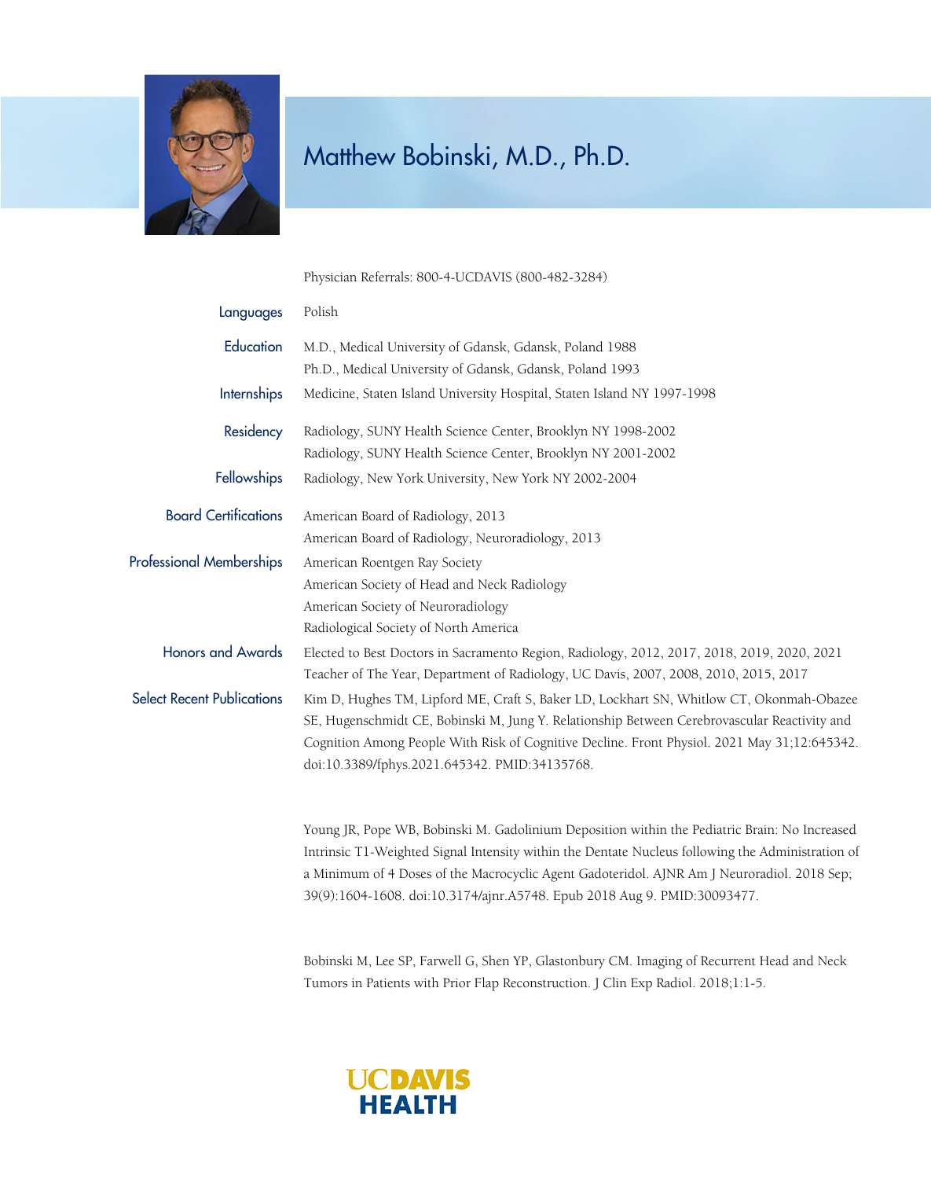# Matthew Bobinski, M.D., Ph.D.

Physician Referrals: 800-4-UCDAVIS (800-482-3284)

**Languages**
Polish

**Education**
M.D., Medical University of Gdansk, Gdansk, Poland 1988
Ph.D., Medical University of Gdansk, Gdansk, Poland 1993

**Internships**
Medicine, Staten Island University Hospital, Staten Island NY 1997-1998

**Residency**
Radiology, SUNY Health Science Center, Brooklyn NY 1998-2002
Radiology, SUNY Health Science Center, Brooklyn NY 2001-2002

**Fellowships**
Radiology, New York University, New York NY 2002-2004

**Board Certifications**
American Board of Radiology, 2013
American Board of Radiology, Neuroradiology, 2013

**Professional Memberships**
American Roentgen Ray Society
American Society of Head and Neck Radiology
American Society of Neuroradiology
Radiological Society of North America

**Honors and Awards**
Elected to Best Doctors in Sacramento Region, Radiology, 2012, 2017, 2018, 2019, 2020, 2021
Teacher of The Year, Department of Radiology, UC Davis, 2007, 2008, 2010, 2015, 2017

**Select Recent Publications**

Kim D, Hughes TM, Lipford ME, Craft S, Baker LD, Lockhart SN, Whitlow CT, Okonmah-Obazee SE, Hugenschmidt CE, Bobinski M, Jung Y. Relationship Between Cerebrovascular Reactivity and Cognition Among People With Risk of Cognitive Decline. Front Physiol. 2021 May 31;12:645342. doi:10.3389/fphys.2021.645342. PMID:34135768.

Young JR, Pope WB, Bobinski M. Gadolinium Deposition within the Pediatric Brain: No Increased Intrinsic T1-Weighted Signal Intensity within the Dentate Nucleus following the Administration of a Minimum of 4 Doses of the Macrocyclic Agent Gadoteridol. AJNR Am J Neuroradiol. 2018 Sep; 39(9):1604-1608. doi:10.3174/ajnr.A5748. Epub 2018 Aug 9. PMID:30093477.

Bobinski M, Lee SP, Farwell G, Shen YP, Glastonbury CM. Imaging of Recurrent Head and Neck Tumors in Patients with Prior Flap Reconstruction. J Clin Exp Radiol. 2018;1:1-5.

UCDAVIS HEALTH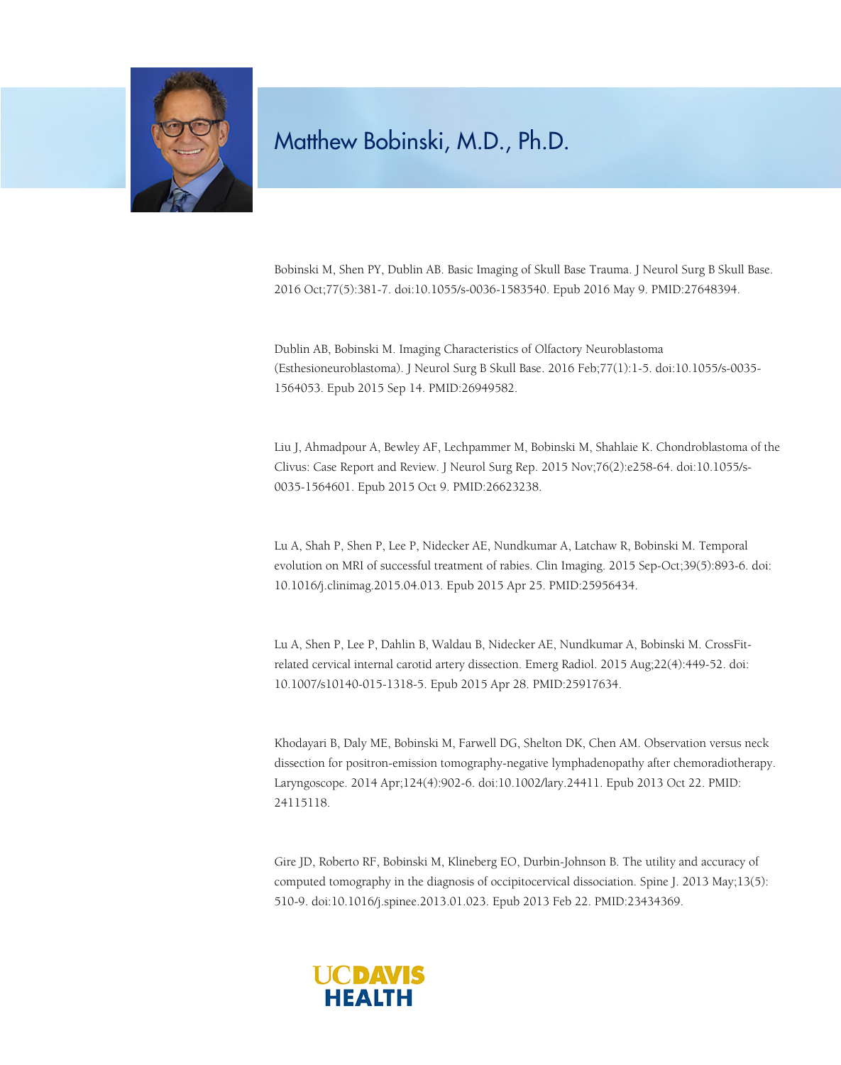# Matthew Bobinski, M.D., Ph.D.

Bobinski M, Shen PY, Dublin AB. Basic Imaging of Skull Base Trauma. J Neurol Surg B Skull Base. 2016 Oct;77(5):381-7. doi:10.1055/s-0036-1583540. Epub 2016 May 9. PMID:27648394.

Dublin AB, Bobinski M. Imaging Characteristics of Olfactory Neuroblastoma (Esthesioneuroblastoma). J Neurol Surg B Skull Base. 2016 Feb;77(1):1-5. doi:10.1055/s-0035-1564053. Epub 2015 Sep 14. PMID:26949582.

Liu J, Ahmadpour A, Bewley AF, Lechpammer M, Bobinski M, Shahlaie K. Chondroblastoma of the Clivus: Case Report and Review. J Neurol Surg Rep. 2015 Nov;76(2):e258-64. doi:10.1055/s-0035-1564601. Epub 2015 Oct 9. PMID:26623238.

Lu A, Shah P, Shen P, Lee P, Nidecker AE, Nundkumar A, Latchaw R, Bobinski M. Temporal evolution on MRI of successful treatment of rabies. Clin Imaging. 2015 Sep-Oct;39(5):893-6. doi: 10.1016/j.clinimag.2015.04.013. Epub 2015 Apr 25. PMID:25956434.

Lu A, Shen P, Lee P, Dahlin B, Waldau B, Nidecker AE, Nundkumar A, Bobinski M. CrossFit-related cervical internal carotid artery dissection. Emerg Radiol. 2015 Aug;22(4):449-52. doi: 10.1007/s10140-015-1318-5. Epub 2015 Apr 28. PMID:25917634.

Khodayari B, Daly ME, Bobinski M, Farwell DG, Shelton DK, Chen AM. Observation versus neck dissection for positron-emission tomography-negative lymphadenopathy after chemoradiotherapy. Laryngoscope. 2014 Apr;124(4):902-6. doi:10.1002/lary.24411. Epub 2013 Oct 22. PMID: 24115118.

Gire JD, Roberto RF, Bobinski M, Klineberg EO, Durbin-Johnson B. The utility and accuracy of computed tomography in the diagnosis of occipitocervical dissociation. Spine J. 2013 May;13(5): 510-9. doi:10.1016/j.spinee.2013.01.023. Epub 2013 Feb 22. PMID:23434369.

UC DAVIS HEALTH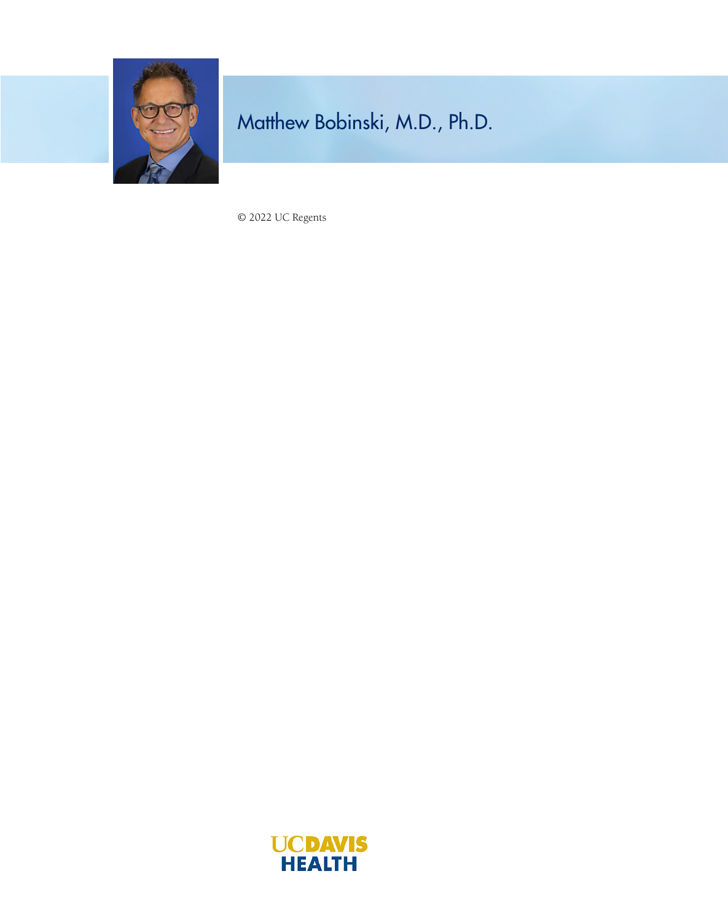# Matthew Bobinski, M.D., Ph.D.

© 2022 UC Regents

UCDAVIS
HEALTH